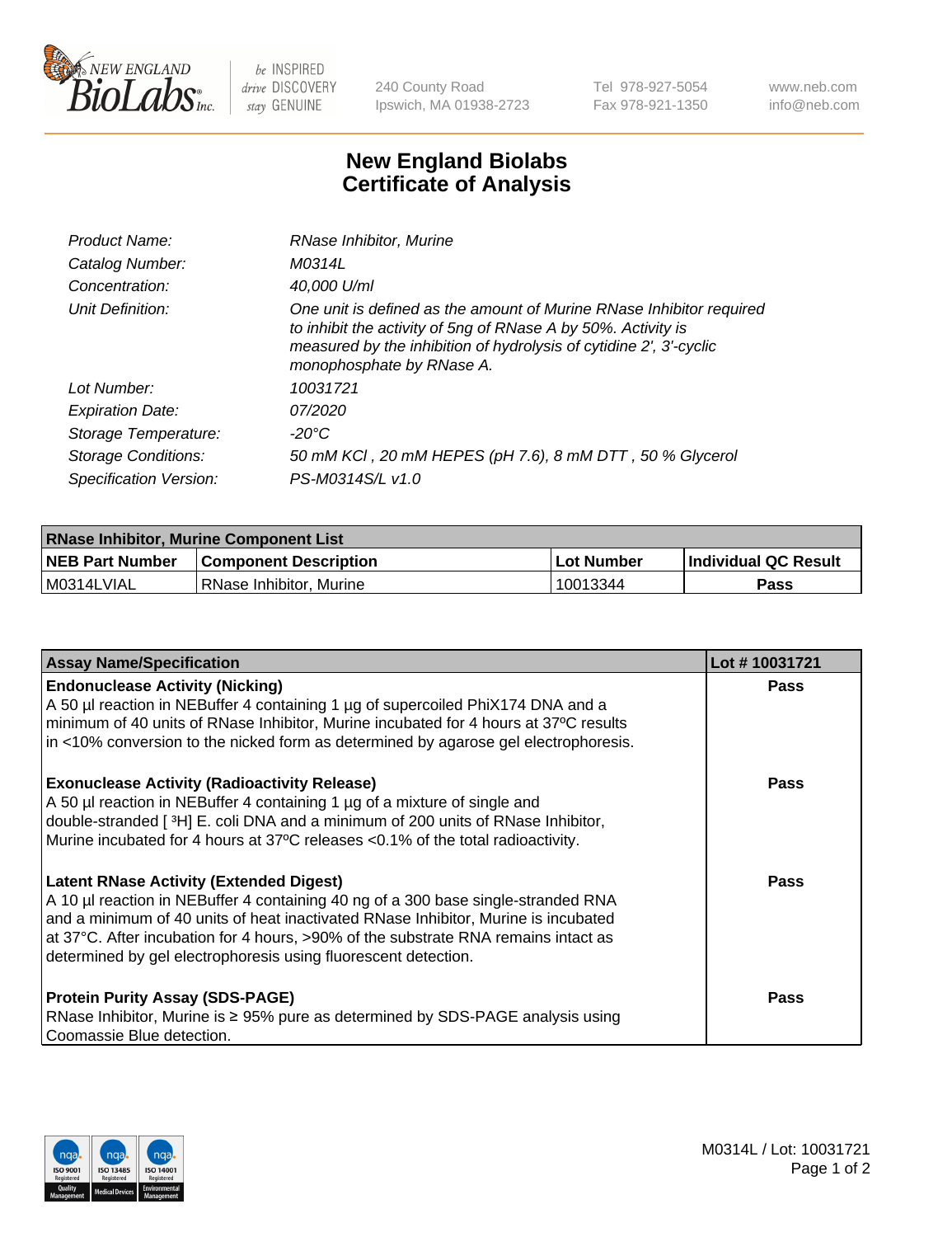# New England Biolabs Certificate of Analysis

240 County Road
Ipswich, MA 01938-2723

Tel 978-927-5054
Fax 978-921-1350

www.neb.com
info@neb.com

| | |
|---|---|
| *Product Name:* | *RNase Inhibitor, Murine* |
| *Catalog Number:* | *M0314L* |
| *Concentration:* | *40,000 U/ml* |
| *Unit Definition:* | *One unit is defined as the amount of Murine RNase Inhibitor required to inhibit the activity of 5ng of RNase A by 50%. Activity is measured by the inhibition of hydrolysis of cytidine 2', 3'-cyclic monophosphate by RNase A.* |
| *Lot Number:* | *10031721* |
| *Expiration Date:* | *07/2020* |
| *Storage Temperature:* | *-20°C* |
| *Storage Conditions:* | *50 mM KCl , 20 mM HEPES (pH 7.6), 8 mM DTT , 50 % Glycerol* |
| *Specification Version:* | *PS-M0314S/L v1.0* |

| RNase Inhibitor, Murine Component List | | | |
|---|---|---|---|
| **NEB Part Number** | **Component Description** | **Lot Number** | **Individual QC Result** |
| M0314LVIAL | RNase Inhibitor, Murine | 10013344 | **Pass** |

| Assay Name/Specification | Lot # 10031721 |
|---|---|
| **Endonuclease Activity (Nicking)**<br>A 50 µl reaction in NEBuffer 4 containing 1 µg of supercoiled PhiX174 DNA and a minimum of 40 units of RNase Inhibitor, Murine incubated for 4 hours at 37ºC results in <10% conversion to the nicked form as determined by agarose gel electrophoresis. | **Pass** |
| **Exonuclease Activity (Radioactivity Release)**<br>A 50 µl reaction in NEBuffer 4 containing 1 µg of a mixture of single and double-stranded [ $^3$H] E. coli DNA and a minimum of 200 units of RNase Inhibitor, Murine incubated for 4 hours at 37ºC releases <0.1% of the total radioactivity. | **Pass** |
| **Latent RNase Activity (Extended Digest)**<br>A 10 µl reaction in NEBuffer 4 containing 40 ng of a 300 base single-stranded RNA and a minimum of 40 units of heat inactivated RNase Inhibitor, Murine is incubated at 37°C. After incubation for 4 hours, >90% of the substrate RNA remains intact as determined by gel electrophoresis using fluorescent detection. | **Pass** |
| **Protein Purity Assay (SDS-PAGE)**<br>RNase Inhibitor, Murine is ≥ 95% pure as determined by SDS-PAGE analysis using Coomassie Blue detection. | **Pass** |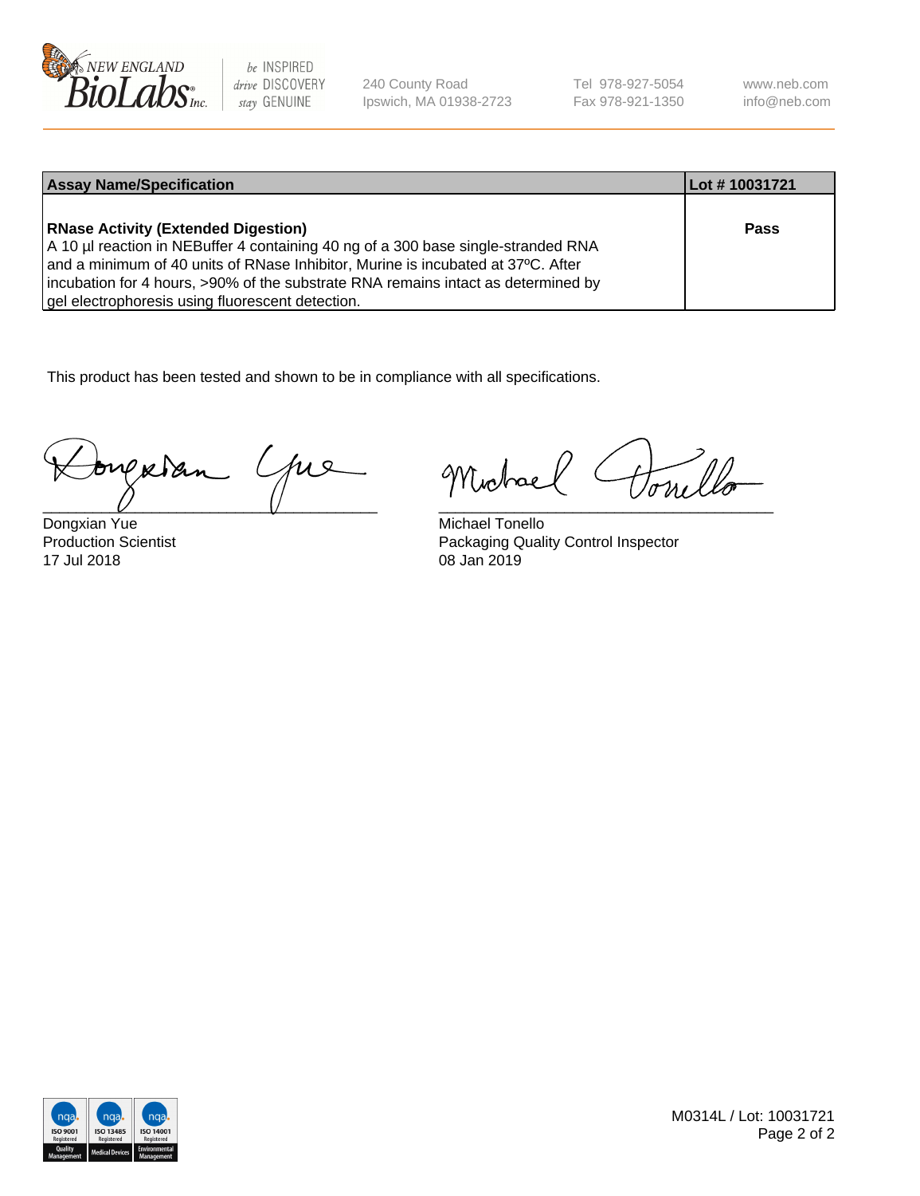New England BioLabs Inc. — be INSPIRED drive DISCOVERY stay GENUINE

240 County Road
Ipswich, MA 01938-2723

Tel 978-927-5054
Fax 978-921-1350

www.neb.com
info@neb.com

| Assay Name/Specification | Lot # 10031721 |
| --- | --- |
| **RNase Activity (Extended Digestion)**<br>A 10 µl reaction in NEBuffer 4 containing 40 ng of a 300 base single-stranded RNA and a minimum of 40 units of RNase Inhibitor, Murine is incubated at 37ºC. After incubation for 4 hours, >90% of the substrate RNA remains intact as determined by gel electrophoresis using fluorescent detection. | **Pass** |

This product has been tested and shown to be in compliance with all specifications.

Dongxian Yue
Production Scientist
17 Jul 2018

Michael Tonello
Packaging Quality Control Inspector
08 Jan 2019

M0314L / Lot: 10031721